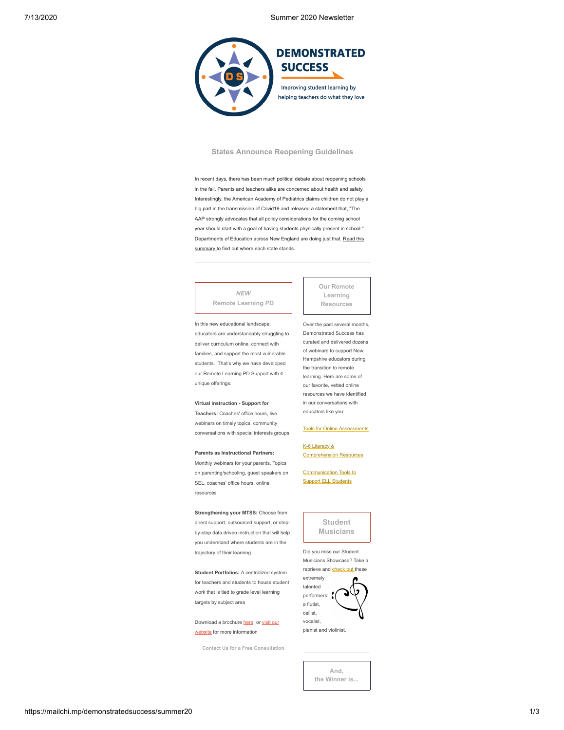**DEMONSTRATED SUCCESS**

Improving student learning by helping teachers do what they love

## States Announce Reopening Guidelines

In recent days, there has been much political debate about reopening schools in the fall. Parents and teachers alike are concerned about health and safety. Interestingly, the American Academy of Pediatrics claims children do not play a big part in the transmission of Covid19 and released a statement that, "The AAP strongly advocates that all policy considerations for the coming school year should start with a goal of having students physically present in school." Departments of Education across New England are doing just that. Read this summary to find out where each state stands.

---

### *NEW* Remote Learning PD

In this new educational landscape, educators are understandably struggling to deliver curriculum online, connect with families, and support the most vulnerable students. That's why we have developed our Remote Learning PD Support with 4 unique offerings:

**Virtual Instruction - Support for Teachers:** Coaches' office hours, live webinars on timely topics, community conversations with special interests groups

**Parents as Instructional Partners:** Monthly webinars for your parents. Topics on parenting/schooling, guest speakers on SEL, coaches' office hours, online resources

**Strengthening your MTSS:** Choose from direct support, outsourced support, or step-by-step data driven instruction that will help you understand where students are in the trajectory of their learning

**Student Portfolios:** A centralized system for teachers and students to house student work that is tied to grade level learning targets by subject area

Download a brochure here or visit our website for more information

Contact Us for a Free Consultation

### Our Remote Learning Resources

Over the past several months, Demonstrated Success has curated and delivered dozens of webinars to support New Hampshire educators during the transition to remote learning. Here are some of our favorite, vetted online resources we have identified in our conversations with educators like you:

Tools for Online Assessments

K-6 Literacy & Comprehension Resources

Communication Tools to Support ELL Students

---

### Student Musicians

Did you miss our Student Musicians Showcase? Take a reprieve and check out these extremely talented performers: a flutist, cellist, vocalist, pianist and violinist.

---

### And, the Winner is...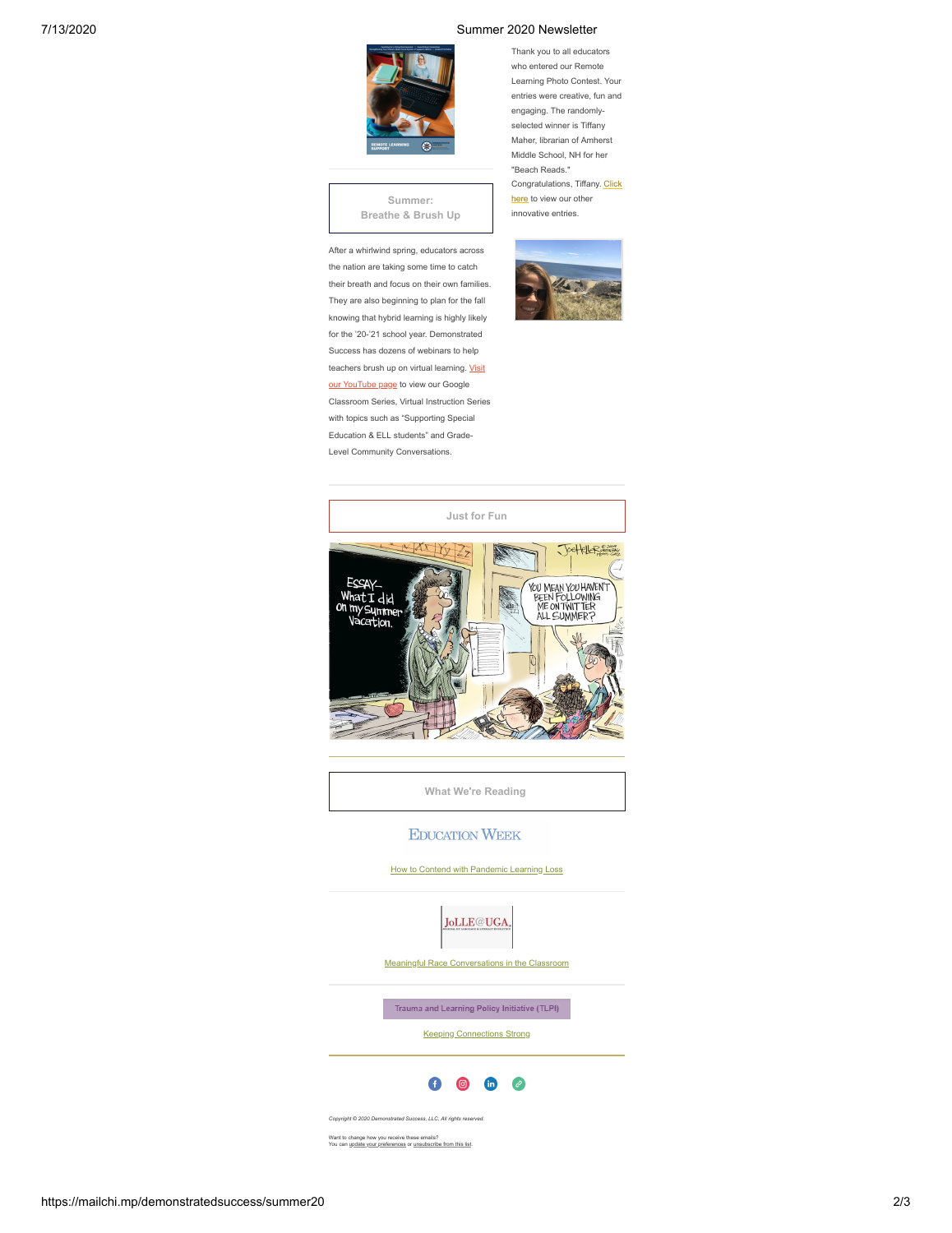Thank you to all educators who entered our Remote Learning Photo Contest. Your entries were creative, fun and engaging. The randomly-selected winner is Tiffany Maher, librarian of Amherst Middle School, NH for her "Beach Reads." Congratulations, Tiffany. Click here to view our other innovative entries.

## Summer: Breathe & Brush Up

After a whirlwind spring, educators across the nation are taking some time to catch their breath and focus on their own families. They are also beginning to plan for the fall knowing that hybrid learning is highly likely for the '20-'21 school year. Demonstrated Success has dozens of webinars to help teachers brush up on virtual learning. Visit our YouTube page to view our Google Classroom Series, Virtual Instruction Series with topics such as "Supporting Special Education & ELL students" and Grade-Level Community Conversations.

## Just for Fun

## What We're Reading

Education Week

How to Contend with Pandemic Learning Loss

JoLLE@UGA

Meaningful Race Conversations in the Classroom

Trauma and Learning Policy Initiative (TLPI)

Keeping Connections Strong

*Copyright © 2020 Demonstrated Success, LLC, All rights reserved.*

Want to change how you receive these emails?
You can update your preferences or unsubscribe from this list.